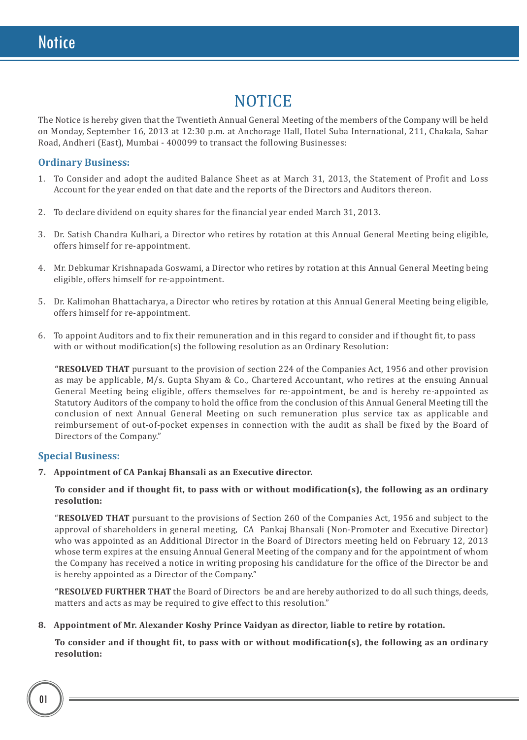# NOTICE

The Notice is hereby given that the Twentieth Annual General Meeting of the members of the Company will be held on Monday, September 16, 2013 at 12:30 p.m. at Anchorage Hall, Hotel Suba International, 211, Chakala, Sahar Road, Andheri (East), Mumbai - 400099 to transact the following Businesses:

## Ordinary Business:

1. To Consider and adopt the audited Balance Sheet as at March 31, 2013, the Statement of Profit and Loss Account for the year ended on that date and the reports of the Directors and Auditors thereon.

2. To declare dividend on equity shares for the financial year ended March 31, 2013.

3. Dr. Satish Chandra Kulhari, a Director who retires by rotation at this Annual General Meeting being eligible, offers himself for re-appointment.

4. Mr. Debkumar Krishnapada Goswami, a Director who retires by rotation at this Annual General Meeting being eligible, offers himself for re-appointment.

5. Dr. Kalimohan Bhattacharya, a Director who retires by rotation at this Annual General Meeting being eligible, offers himself for re-appointment.

6. To appoint Auditors and to fix their remuneration and in this regard to consider and if thought fit, to pass with or without modification(s) the following resolution as an Ordinary Resolution:

   **"RESOLVED THAT** pursuant to the provision of section 224 of the Companies Act, 1956 and other provision as may be applicable, M/s. Gupta Shyam & Co., Chartered Accountant, who retires at the ensuing Annual General Meeting being eligible, offers themselves for re-appointment, be and is hereby re-appointed as Statutory Auditors of the company to hold the office from the conclusion of this Annual General Meeting till the conclusion of next Annual General Meeting on such remuneration plus service tax as applicable and reimbursement of out-of-pocket expenses in connection with the audit as shall be fixed by the Board of Directors of the Company."

## Special Business:

7. **Appointment of CA Pankaj Bhansali as an Executive director.**

   **To consider and if thought fit, to pass with or without modification(s), the following as an ordinary resolution:**

   "**RESOLVED THAT** pursuant to the provisions of Section 260 of the Companies Act, 1956 and subject to the approval of shareholders in general meeting, CA Pankaj Bhansali (Non-Promoter and Executive Director) who was appointed as an Additional Director in the Board of Directors meeting held on February 12, 2013 whose term expires at the ensuing Annual General Meeting of the company and for the appointment of whom the Company has received a notice in writing proposing his candidature for the office of the Director be and is hereby appointed as a Director of the Company."

   **"RESOLVED FURTHER THAT** the Board of Directors be and are hereby authorized to do all such things, deeds, matters and acts as may be required to give effect to this resolution."

8. **Appointment of Mr. Alexander Koshy Prince Vaidyan as director, liable to retire by rotation.**

   **To consider and if thought fit, to pass with or without modification(s), the following as an ordinary resolution:**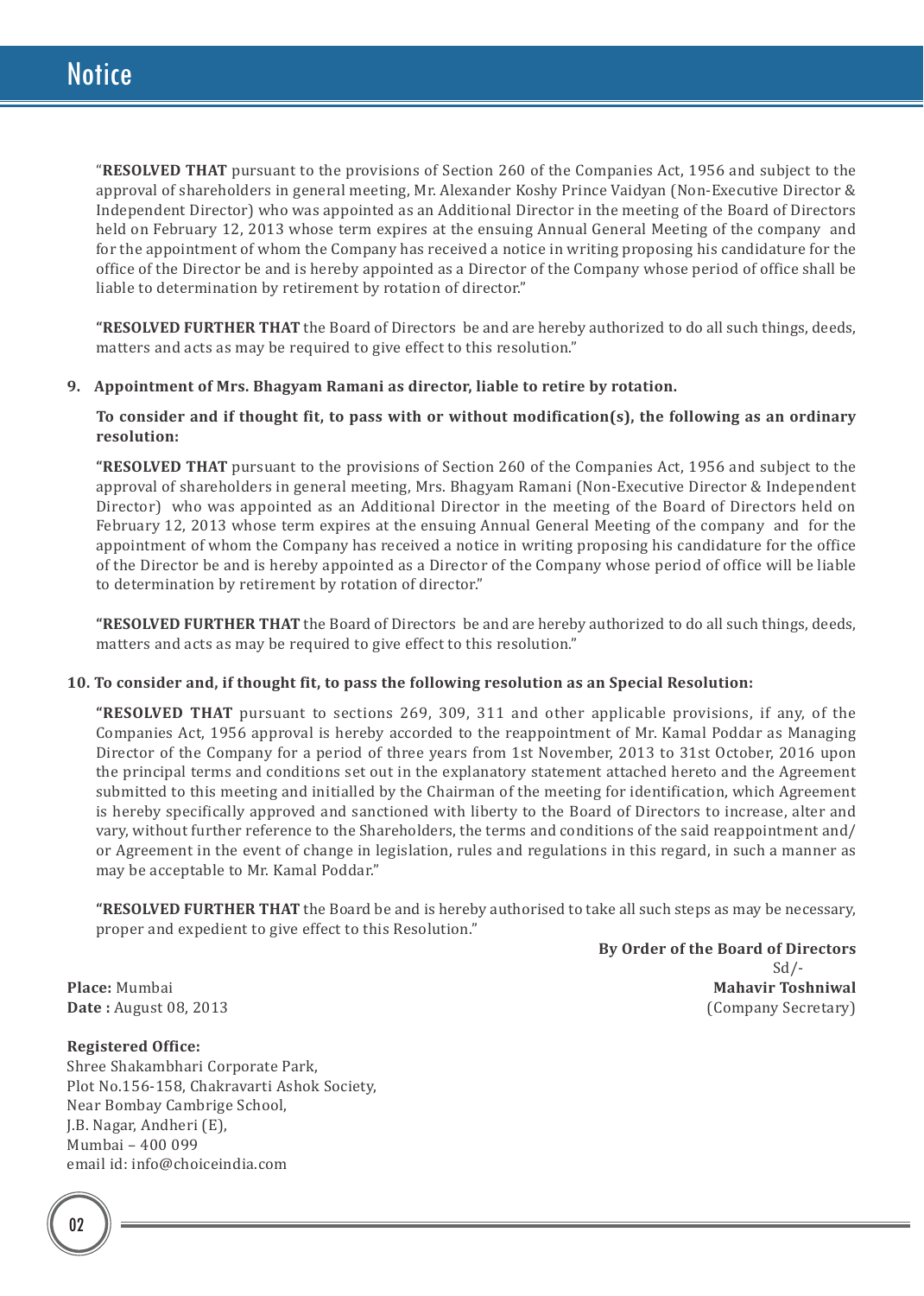"**RESOLVED THAT** pursuant to the provisions of Section 260 of the Companies Act, 1956 and subject to the approval of shareholders in general meeting, Mr. Alexander Koshy Prince Vaidyan (Non-Executive Director & Independent Director) who was appointed as an Additional Director in the meeting of the Board of Directors held on February 12, 2013 whose term expires at the ensuing Annual General Meeting of the company and for the appointment of whom the Company has received a notice in writing proposing his candidature for the office of the Director be and is hereby appointed as a Director of the Company whose period of office shall be liable to determination by retirement by rotation of director."

**"RESOLVED FURTHER THAT** the Board of Directors be and are hereby authorized to do all such things, deeds, matters and acts as may be required to give effect to this resolution."

**9. Appointment of Mrs. Bhagyam Ramani as director, liable to retire by rotation.**

**To consider and if thought fit, to pass with or without modification(s), the following as an ordinary resolution:**

**"RESOLVED THAT** pursuant to the provisions of Section 260 of the Companies Act, 1956 and subject to the approval of shareholders in general meeting, Mrs. Bhagyam Ramani (Non-Executive Director & Independent Director) who was appointed as an Additional Director in the meeting of the Board of Directors held on February 12, 2013 whose term expires at the ensuing Annual General Meeting of the company and for the appointment of whom the Company has received a notice in writing proposing his candidature for the office of the Director be and is hereby appointed as a Director of the Company whose period of office will be liable to determination by retirement by rotation of director."

**"RESOLVED FURTHER THAT** the Board of Directors be and are hereby authorized to do all such things, deeds, matters and acts as may be required to give effect to this resolution."

**10. To consider and, if thought fit, to pass the following resolution as an Special Resolution:**

**"RESOLVED THAT** pursuant to sections 269, 309, 311 and other applicable provisions, if any, of the Companies Act, 1956 approval is hereby accorded to the reappointment of Mr. Kamal Poddar as Managing Director of the Company for a period of three years from 1st November, 2013 to 31st October, 2016 upon the principal terms and conditions set out in the explanatory statement attached hereto and the Agreement submitted to this meeting and initialled by the Chairman of the meeting for identification, which Agreement is hereby specifically approved and sanctioned with liberty to the Board of Directors to increase, alter and vary, without further reference to the Shareholders, the terms and conditions of the said reappointment and/or Agreement in the event of change in legislation, rules and regulations in this regard, in such a manner as may be acceptable to Mr. Kamal Poddar."

**"RESOLVED FURTHER THAT** the Board be and is hereby authorised to take all such steps as may be necessary, proper and expedient to give effect to this Resolution."

**By Order of the Board of Directors**
Sd/-
**Mahavir Toshniwal**
(Company Secretary)

**Place:** Mumbai
**Date :** August 08, 2013

**Registered Office:**
Shree Shakambhari Corporate Park,
Plot No.156-158, Chakravarti Ashok Society,
Near Bombay Cambrige School,
J.B. Nagar, Andheri (E),
Mumbai – 400 099
email id: info@choiceindia.com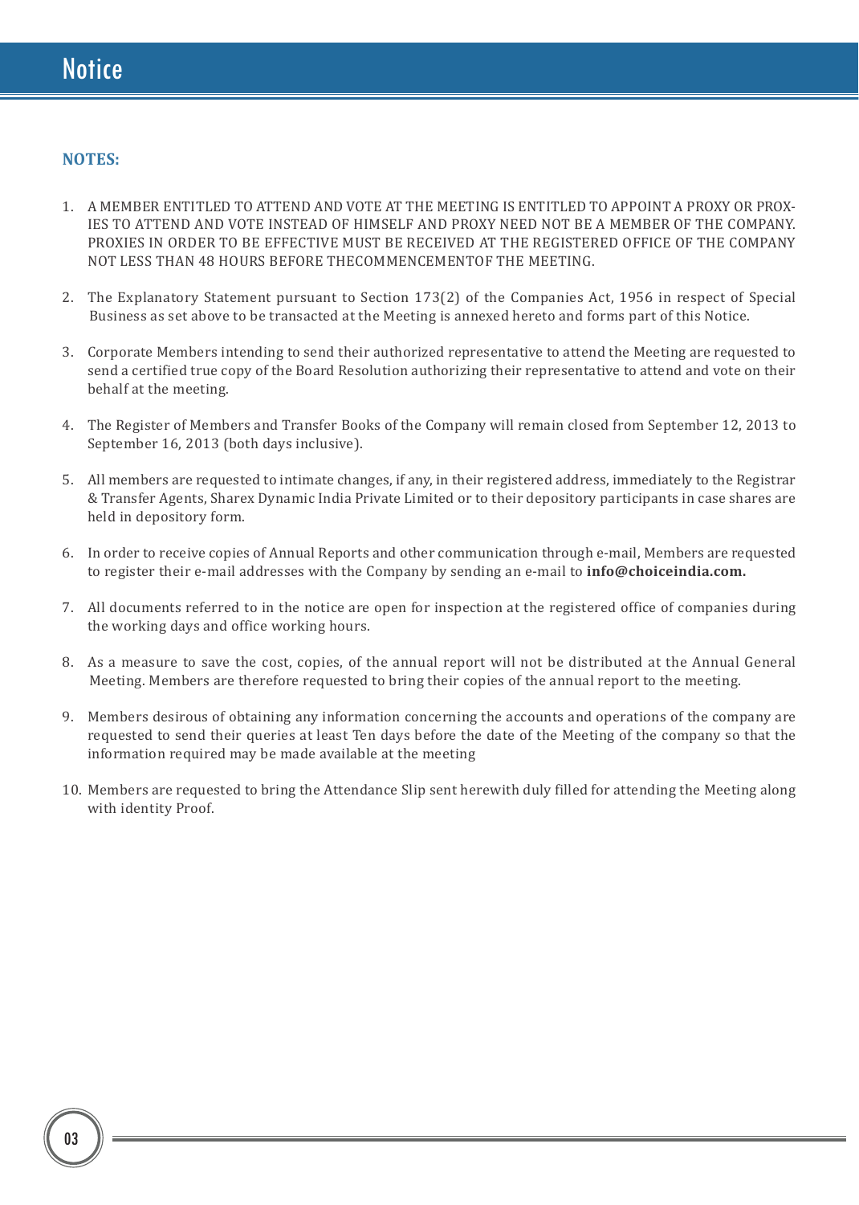# Notice

**NOTES:**

1. A MEMBER ENTITLED TO ATTEND AND VOTE AT THE MEETING IS ENTITLED TO APPOINT A PROXY OR PROXIES TO ATTEND AND VOTE INSTEAD OF HIMSELF AND PROXY NEED NOT BE A MEMBER OF THE COMPANY. PROXIES IN ORDER TO BE EFFECTIVE MUST BE RECEIVED AT THE REGISTERED OFFICE OF THE COMPANY NOT LESS THAN 48 HOURS BEFORE THECOMMENCEMENTOF THE MEETING.

2. The Explanatory Statement pursuant to Section 173(2) of the Companies Act, 1956 in respect of Special Business as set above to be transacted at the Meeting is annexed hereto and forms part of this Notice.

3. Corporate Members intending to send their authorized representative to attend the Meeting are requested to send a certified true copy of the Board Resolution authorizing their representative to attend and vote on their behalf at the meeting.

4. The Register of Members and Transfer Books of the Company will remain closed from September 12, 2013 to September 16, 2013 (both days inclusive).

5. All members are requested to intimate changes, if any, in their registered address, immediately to the Registrar & Transfer Agents, Sharex Dynamic India Private Limited or to their depository participants in case shares are held in depository form.

6. In order to receive copies of Annual Reports and other communication through e-mail, Members are requested to register their e-mail addresses with the Company by sending an e-mail to **info@choiceindia.com.**

7. All documents referred to in the notice are open for inspection at the registered office of companies during the working days and office working hours.

8. As a measure to save the cost, copies, of the annual report will not be distributed at the Annual General Meeting. Members are therefore requested to bring their copies of the annual report to the meeting.

9. Members desirous of obtaining any information concerning the accounts and operations of the company are requested to send their queries at least Ten days before the date of the Meeting of the company so that the information required may be made available at the meeting

10. Members are requested to bring the Attendance Slip sent herewith duly filled for attending the Meeting along with identity Proof.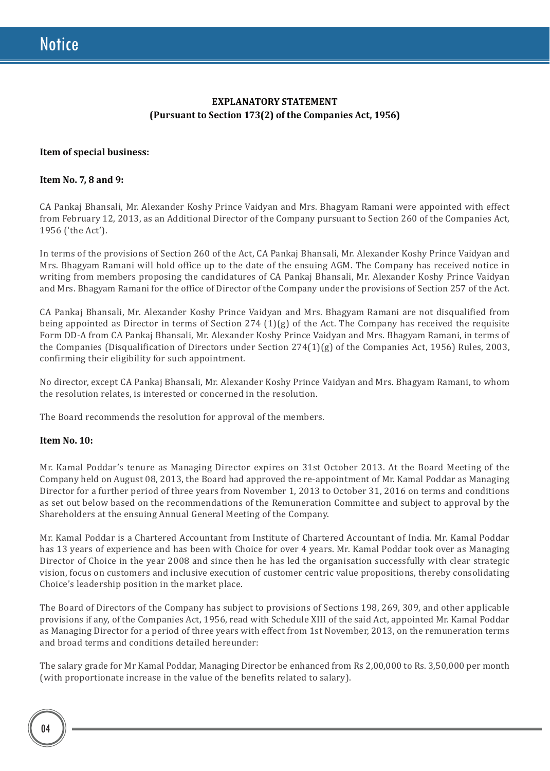## EXPLANATORY STATEMENT
## (Pursuant to Section 173(2) of the Companies Act, 1956)

**Item of special business:**

**Item No. 7, 8 and 9:**

CA Pankaj Bhansali, Mr. Alexander Koshy Prince Vaidyan and Mrs. Bhagyam Ramani were appointed with effect from February 12, 2013, as an Additional Director of the Company pursuant to Section 260 of the Companies Act, 1956 ('the Act').

In terms of the provisions of Section 260 of the Act, CA Pankaj Bhansali, Mr. Alexander Koshy Prince Vaidyan and Mrs. Bhagyam Ramani will hold office up to the date of the ensuing AGM. The Company has received notice in writing from members proposing the candidatures of CA Pankaj Bhansali, Mr. Alexander Koshy Prince Vaidyan and Mrs. Bhagyam Ramani for the office of Director of the Company under the provisions of Section 257 of the Act.

CA Pankaj Bhansali, Mr. Alexander Koshy Prince Vaidyan and Mrs. Bhagyam Ramani are not disqualified from being appointed as Director in terms of Section 274 (1)(g) of the Act. The Company has received the requisite Form DD-A from CA Pankaj Bhansali, Mr. Alexander Koshy Prince Vaidyan and Mrs. Bhagyam Ramani, in terms of the Companies (Disqualification of Directors under Section 274(1)(g) of the Companies Act, 1956) Rules, 2003, confirming their eligibility for such appointment.

No director, except CA Pankaj Bhansali, Mr. Alexander Koshy Prince Vaidyan and Mrs. Bhagyam Ramani, to whom the resolution relates, is interested or concerned in the resolution.

The Board recommends the resolution for approval of the members.

**Item No. 10:**

Mr. Kamal Poddar's tenure as Managing Director expires on 31st October 2013. At the Board Meeting of the Company held on August 08, 2013, the Board had approved the re-appointment of Mr. Kamal Poddar as Managing Director for a further period of three years from November 1, 2013 to October 31, 2016 on terms and conditions as set out below based on the recommendations of the Remuneration Committee and subject to approval by the Shareholders at the ensuing Annual General Meeting of the Company.

Mr. Kamal Poddar is a Chartered Accountant from Institute of Chartered Accountant of India. Mr. Kamal Poddar has 13 years of experience and has been with Choice for over 4 years. Mr. Kamal Poddar took over as Managing Director of Choice in the year 2008 and since then he has led the organisation successfully with clear strategic vision, focus on customers and inclusive execution of customer centric value propositions, thereby consolidating Choice's leadership position in the market place.

The Board of Directors of the Company has subject to provisions of Sections 198, 269, 309, and other applicable provisions if any, of the Companies Act, 1956, read with Schedule XIII of the said Act, appointed Mr. Kamal Poddar as Managing Director for a period of three years with effect from 1st November, 2013, on the remuneration terms and broad terms and conditions detailed hereunder:

The salary grade for Mr Kamal Poddar, Managing Director be enhanced from Rs 2,00,000 to Rs. 3,50,000 per month (with proportionate increase in the value of the benefits related to salary).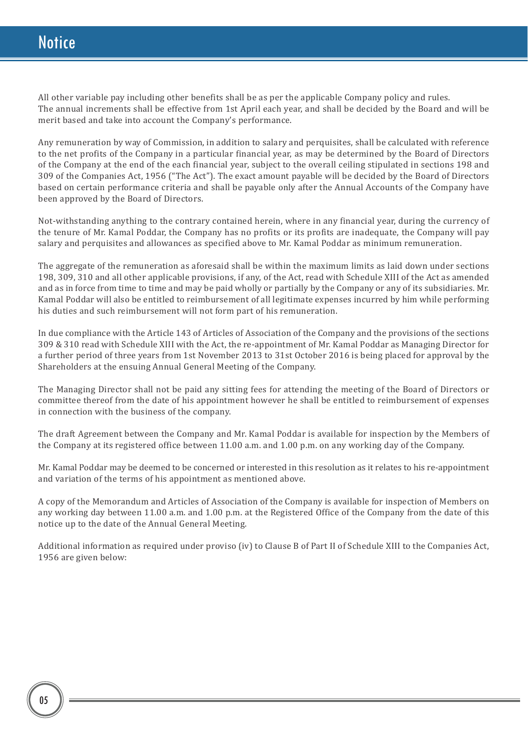All other variable pay including other benefits shall be as per the applicable Company policy and rules. The annual increments shall be effective from 1st April each year, and shall be decided by the Board and will be merit based and take into account the Company's performance.

Any remuneration by way of Commission, in addition to salary and perquisites, shall be calculated with reference to the net profits of the Company in a particular financial year, as may be determined by the Board of Directors of the Company at the end of the each financial year, subject to the overall ceiling stipulated in sections 198 and 309 of the Companies Act, 1956 ("The Act"). The exact amount payable will be decided by the Board of Directors based on certain performance criteria and shall be payable only after the Annual Accounts of the Company have been approved by the Board of Directors.

Not-withstanding anything to the contrary contained herein, where in any financial year, during the currency of the tenure of Mr. Kamal Poddar, the Company has no profits or its profits are inadequate, the Company will pay salary and perquisites and allowances as specified above to Mr. Kamal Poddar as minimum remuneration.

The aggregate of the remuneration as aforesaid shall be within the maximum limits as laid down under sections 198, 309, 310 and all other applicable provisions, if any, of the Act, read with Schedule XIII of the Act as amended and as in force from time to time and may be paid wholly or partially by the Company or any of its subsidiaries. Mr. Kamal Poddar will also be entitled to reimbursement of all legitimate expenses incurred by him while performing his duties and such reimbursement will not form part of his remuneration.

In due compliance with the Article 143 of Articles of Association of the Company and the provisions of the sections 309 & 310 read with Schedule XIII with the Act, the re-appointment of Mr. Kamal Poddar as Managing Director for a further period of three years from 1st November 2013 to 31st October 2016 is being placed for approval by the Shareholders at the ensuing Annual General Meeting of the Company.

The Managing Director shall not be paid any sitting fees for attending the meeting of the Board of Directors or committee thereof from the date of his appointment however he shall be entitled to reimbursement of expenses in connection with the business of the company.

The draft Agreement between the Company and Mr. Kamal Poddar is available for inspection by the Members of the Company at its registered office between 11.00 a.m. and 1.00 p.m. on any working day of the Company.

Mr. Kamal Poddar may be deemed to be concerned or interested in this resolution as it relates to his re-appointment and variation of the terms of his appointment as mentioned above.

A copy of the Memorandum and Articles of Association of the Company is available for inspection of Members on any working day between 11.00 a.m. and 1.00 p.m. at the Registered Office of the Company from the date of this notice up to the date of the Annual General Meeting.

Additional information as required under proviso (iv) to Clause B of Part II of Schedule XIII to the Companies Act, 1956 are given below: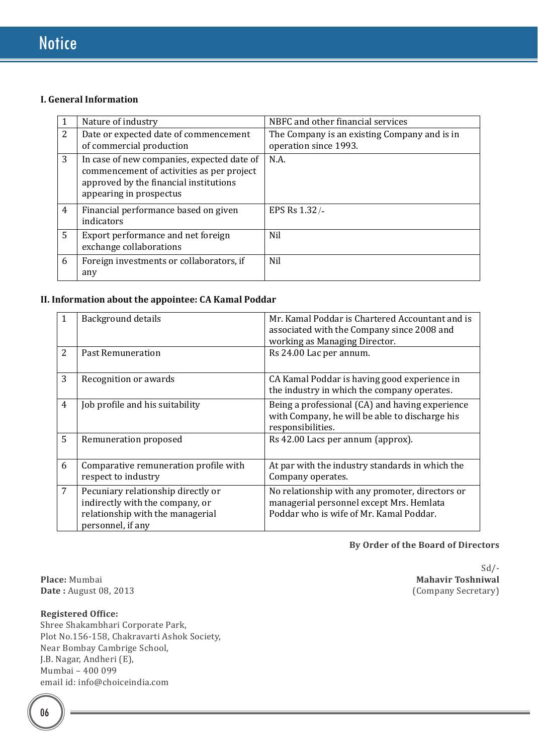# Notice

### I. General Information

| 1 | Nature of industry | NBFC and other financial services |
|---|---|---|
| 2 | Date or expected date of commencement of commercial production | The Company is an existing Company and is in operation since 1993. |
| 3 | In case of new companies, expected date of commencement of activities as per project approved by the financial institutions appearing in prospectus | N.A. |
| 4 | Financial performance based on given indicators | EPS Rs 1.32/- |
| 5 | Export performance and net foreign exchange collaborations | Nil |
| 6 | Foreign investments or collaborators, if any | Nil |

### II. Information about the appointee: CA Kamal Poddar

| 1 | Background details | Mr. Kamal Poddar is Chartered Accountant and is associated with the Company since 2008 and working as Managing Director. |
|---|---|---|
| 2 | Past Remuneration | Rs 24.00 Lac per annum. |
| 3 | Recognition or awards | CA Kamal Poddar is having good experience in the industry in which the company operates. |
| 4 | Job profile and his suitability | Being a professional (CA) and having experience with Company, he will be able to discharge his responsibilities. |
| 5 | Remuneration proposed | Rs 42.00 Lacs per annum (approx). |
| 6 | Comparative remuneration profile with respect to industry | At par with the industry standards in which the Company operates. |
| 7 | Pecuniary relationship directly or indirectly with the company, or relationship with the managerial personnel, if any | No relationship with any promoter, directors or managerial personnel except Mrs. Hemlata Poddar who is wife of Mr. Kamal Poddar. |

**By Order of the Board of Directors**

Sd/-
**Mahavir Toshniwal**
(Company Secretary)

**Place:** Mumbai
**Date :** August 08, 2013

**Registered Office:**
Shree Shakambhari Corporate Park,
Plot No.156-158, Chakravarti Ashok Society,
Near Bombay Cambrige School,
J.B. Nagar, Andheri (E),
Mumbai – 400 099
email id: info@choiceindia.com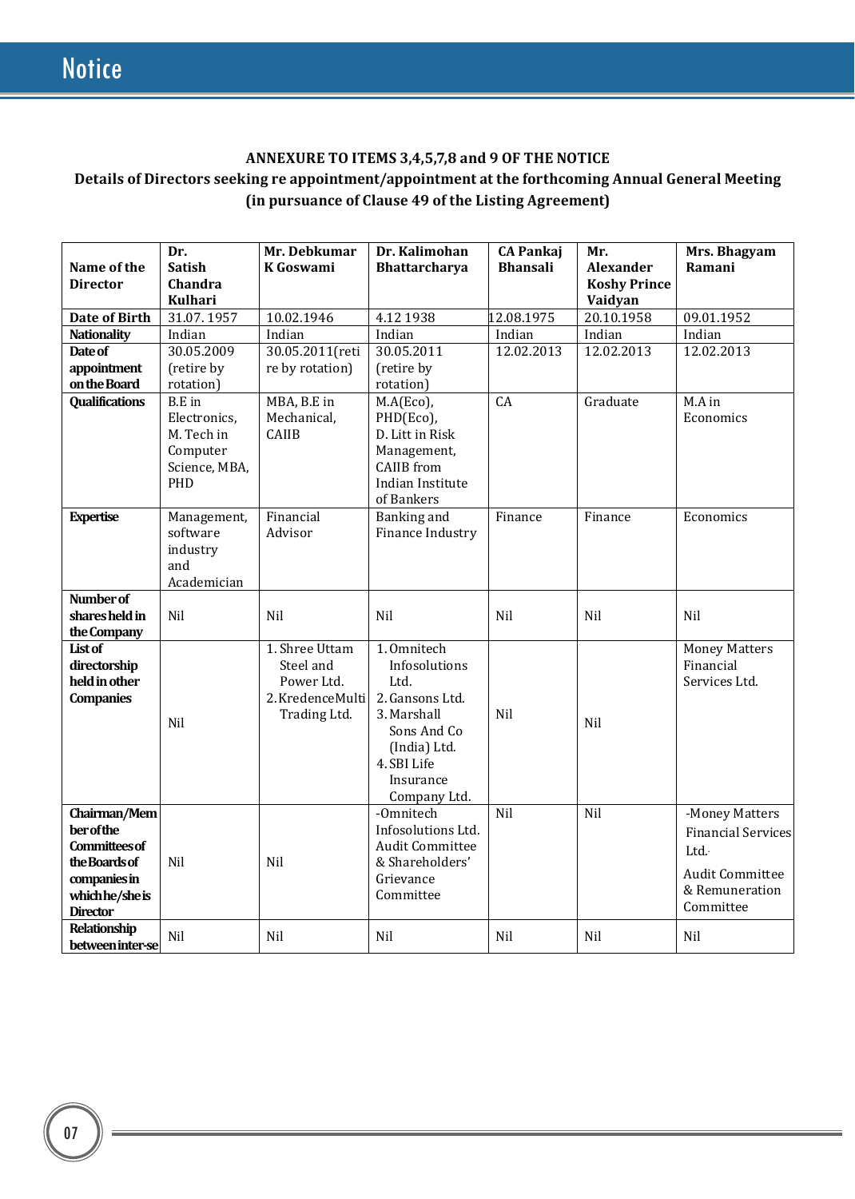**ANNEXURE TO ITEMS 3,4,5,7,8 and 9 OF THE NOTICE**

**Details of Directors seeking re appointment/appointment at the forthcoming Annual General Meeting (in pursuance of Clause 49 of the Listing Agreement)**

| Name of the Director | Dr. Satish Chandra Kulhari | Mr. Debkumar K Goswami | Dr. Kalimohan Bhattarcharya | CA Pankaj Bhansali | Mr. Alexander Koshy Prince Vaidyan | Mrs. Bhagyam Ramani |
|---|---|---|---|---|---|---|
| **Date of Birth** | 31.07. 1957 | 10.02.1946 | 4.12 1938 | 12.08.1975 | 20.10.1958 | 09.01.1952 |
| **Nationality** | Indian | Indian | Indian | Indian | Indian | Indian |
| **Date of appointment on the Board** | 30.05.2009 (retire by rotation) | 30.05.2011(retire by rotation) | 30.05.2011 (retire by rotation) | 12.02.2013 | 12.02.2013 | 12.02.2013 |
| **Qualifications** | B.E in Electronics, M. Tech in Computer Science, MBA, PHD | MBA, B.E in Mechanical, CAIIB | M.A(Eco), PHD(Eco), D. Litt in Risk Management, CAIIB from Indian Institute of Bankers | CA | Graduate | M.A in Economics |
| **Expertise** | Management, software industry and Academician | Financial Advisor | Banking and Finance Industry | Finance | Finance | Economics |
| **Number of shares held in the Company** | Nil | Nil | Nil | Nil | Nil | Nil |
| **List of directorship held in other Companies** | Nil | 1. Shree Uttam Steel and Power Ltd. 2. KredenceMulti Trading Ltd. | 1. Omnitech Infosolutions Ltd. 2. Gansons Ltd. 3. Marshall Sons And Co (India) Ltd. 4. SBI Life Insurance Company Ltd. | Nil | Nil | Money Matters Financial Services Ltd. |
| **Chairman/Member of the Committees of the Boards of companies in which he/she is Director** | Nil | Nil | -Omnitech Infosolutions Ltd. Audit Committee & Shareholders' Grievance Committee | Nil | Nil | -Money Matters Financial Services Ltd. Audit Committee & Remuneration Committee |
| **Relationship between inter-se** | Nil | Nil | Nil | Nil | Nil | Nil |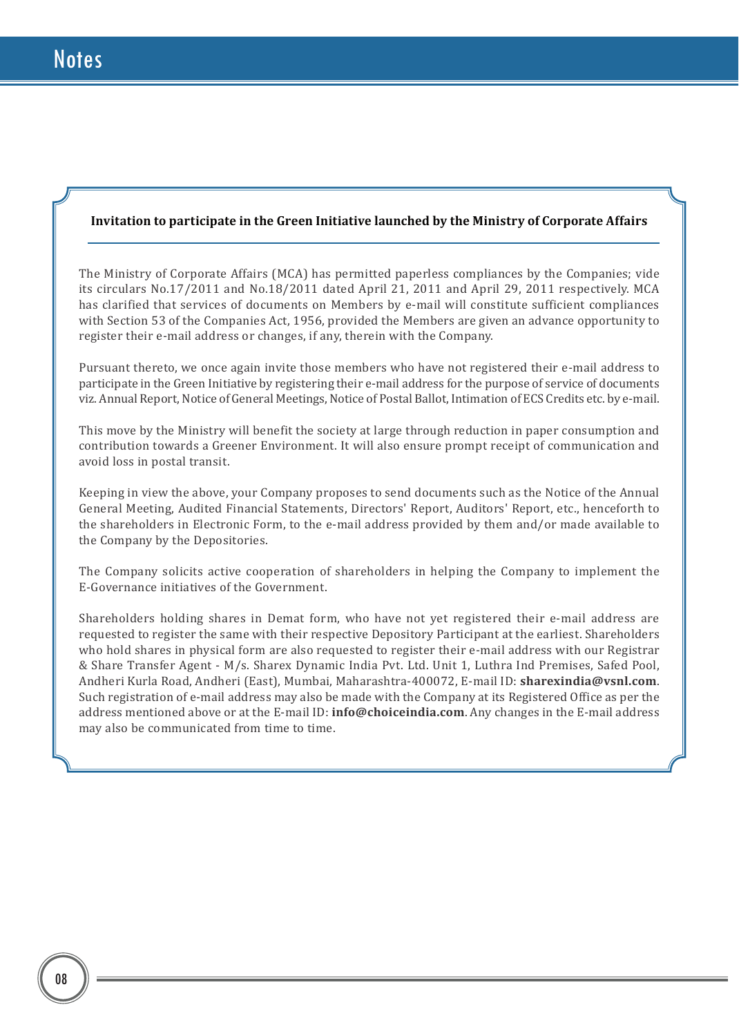# Notes

**Invitation to participate in the Green Initiative launched by the Ministry of Corporate Affairs**

The Ministry of Corporate Affairs (MCA) has permitted paperless compliances by the Companies; vide its circulars No.17/2011 and No.18/2011 dated April 21, 2011 and April 29, 2011 respectively. MCA has clarified that services of documents on Members by e-mail will constitute sufficient compliances with Section 53 of the Companies Act, 1956, provided the Members are given an advance opportunity to register their e-mail address or changes, if any, therein with the Company.

Pursuant thereto, we once again invite those members who have not registered their e-mail address to participate in the Green Initiative by registering their e-mail address for the purpose of service of documents viz. Annual Report, Notice of General Meetings, Notice of Postal Ballot, Intimation of ECS Credits etc. by e-mail.

This move by the Ministry will benefit the society at large through reduction in paper consumption and contribution towards a Greener Environment. It will also ensure prompt receipt of communication and avoid loss in postal transit.

Keeping in view the above, your Company proposes to send documents such as the Notice of the Annual General Meeting, Audited Financial Statements, Directors' Report, Auditors' Report, etc., henceforth to the shareholders in Electronic Form, to the e-mail address provided by them and/or made available to the Company by the Depositories.

The Company solicits active cooperation of shareholders in helping the Company to implement the E-Governance initiatives of the Government.

Shareholders holding shares in Demat form, who have not yet registered their e-mail address are requested to register the same with their respective Depository Participant at the earliest. Shareholders who hold shares in physical form are also requested to register their e-mail address with our Registrar & Share Transfer Agent - M/s. Sharex Dynamic India Pvt. Ltd. Unit 1, Luthra Ind Premises, Safed Pool, Andheri Kurla Road, Andheri (East), Mumbai, Maharashtra-400072, E-mail ID: **sharexindia@vsnl.com**. Such registration of e-mail address may also be made with the Company at its Registered Office as per the address mentioned above or at the E-mail ID: **info@choiceindia.com**. Any changes in the E-mail address may also be communicated from time to time.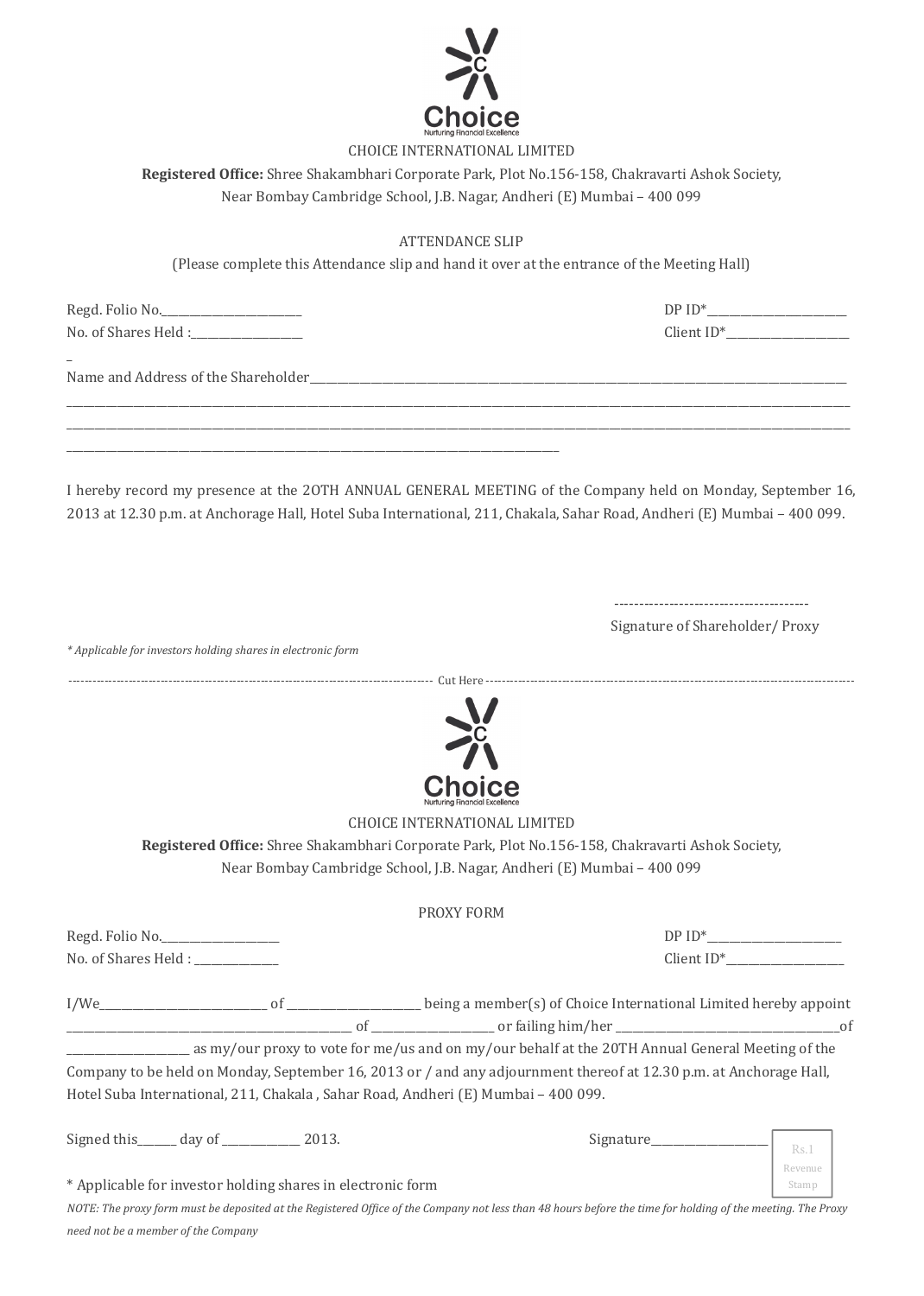Choice
Nurturing Financial Excellence

CHOICE INTERNATIONAL LIMITED

**Registered Office:** Shree Shakambhari Corporate Park, Plot No.156-158, Chakravarti Ashok Society, Near Bombay Cambridge School, J.B. Nagar, Andheri (E) Mumbai – 400 099

## ATTENDANCE SLIP

(Please complete this Attendance slip and hand it over at the entrance of the Meeting Hall)

Regd. Folio No.__________________________ DP ID*__________________________

No. of Shares Held :____________________ Client ID*______________________

Name and Address of the Shareholder____________________________________________________________

_______________________________________________________________________________________________

_______________________________________________________________________________________________

_______________________________________________________________

I hereby record my presence at the 2OTH ANNUAL GENERAL MEETING of the Company held on Monday, September 16, 2013 at 12.30 p.m. at Anchorage Hall, Hotel Suba International, 211, Chakala, Sahar Road, Andheri (E) Mumbai – 400 099.

---------------------------------------

Signature of Shareholder/ Proxy

*\* Applicable for investors holding shares in electronic form*

------------------------------------------------------------ Cut Here ------------------------------------------------------------

Choice
Nurturing Financial Excellence

CHOICE INTERNATIONAL LIMITED

**Registered Office:** Shree Shakambhari Corporate Park, Plot No.156-158, Chakravarti Ashok Society, Near Bombay Cambridge School, J.B. Nagar, Andheri (E) Mumbai – 400 099

## PROXY FORM

Regd. Folio No.____________________ DP ID*________________________

No. of Shares Held : ______________ Client ID*____________________

I/We______________________________ of _______________________ being a member(s) of Choice International Limited hereby appoint ___________________________________________________ of ______________________ or failing him/her __________________________________________of ______________________ as my/our proxy to vote for me/us and on my/our behalf at the 20TH Annual General Meeting of the Company to be held on Monday, September 16, 2013 or / and any adjournment thereof at 12.30 p.m. at Anchorage Hall, Hotel Suba International, 211, Chakala , Sahar Road, Andheri (E) Mumbai – 400 099.

Signed this______ day of _____________ 2013. Signature____________________

Rs.1 Revenue Stamp

\* Applicable for investor holding shares in electronic form

*NOTE: The proxy form must be deposited at the Registered Office of the Company not less than 48 hours before the time for holding of the meeting. The Proxy need not be a member of the Company*